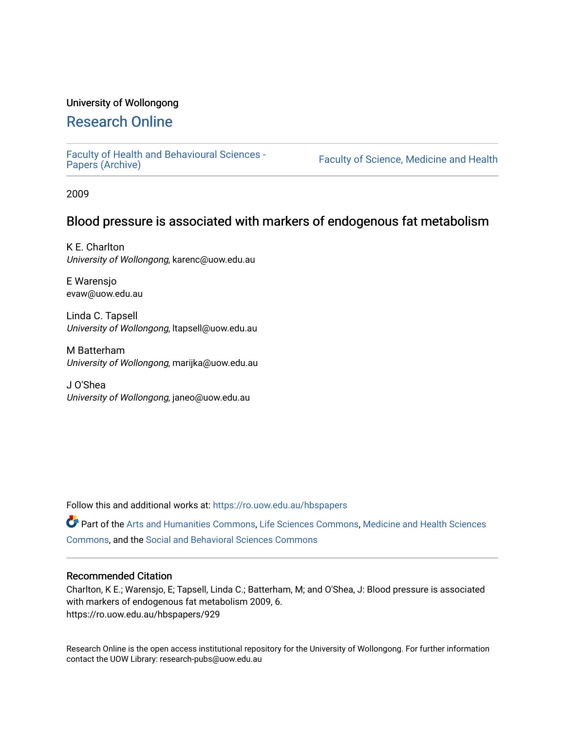University of Wollongong

# Research Online

Faculty of Health and Behavioural Sciences - Papers (Archive)

Faculty of Science, Medicine and Health

2009

## Blood pressure is associated with markers of endogenous fat metabolism

K E. Charlton
*University of Wollongong*, karenc@uow.edu.au

E Warensjo
evaw@uow.edu.au

Linda C. Tapsell
*University of Wollongong*, ltapsell@uow.edu.au

M Batterham
*University of Wollongong*, marijka@uow.edu.au

J O'Shea
*University of Wollongong*, janeo@uow.edu.au

Follow this and additional works at: https://ro.uow.edu.au/hbspapers

Part of the Arts and Humanities Commons, Life Sciences Commons, Medicine and Health Sciences Commons, and the Social and Behavioral Sciences Commons

### Recommended Citation

Charlton, K E.; Warensjo, E; Tapsell, Linda C.; Batterham, M; and O'Shea, J: Blood pressure is associated with markers of endogenous fat metabolism 2009, 6.
https://ro.uow.edu.au/hbspapers/929

Research Online is the open access institutional repository for the University of Wollongong. For further information contact the UOW Library: research-pubs@uow.edu.au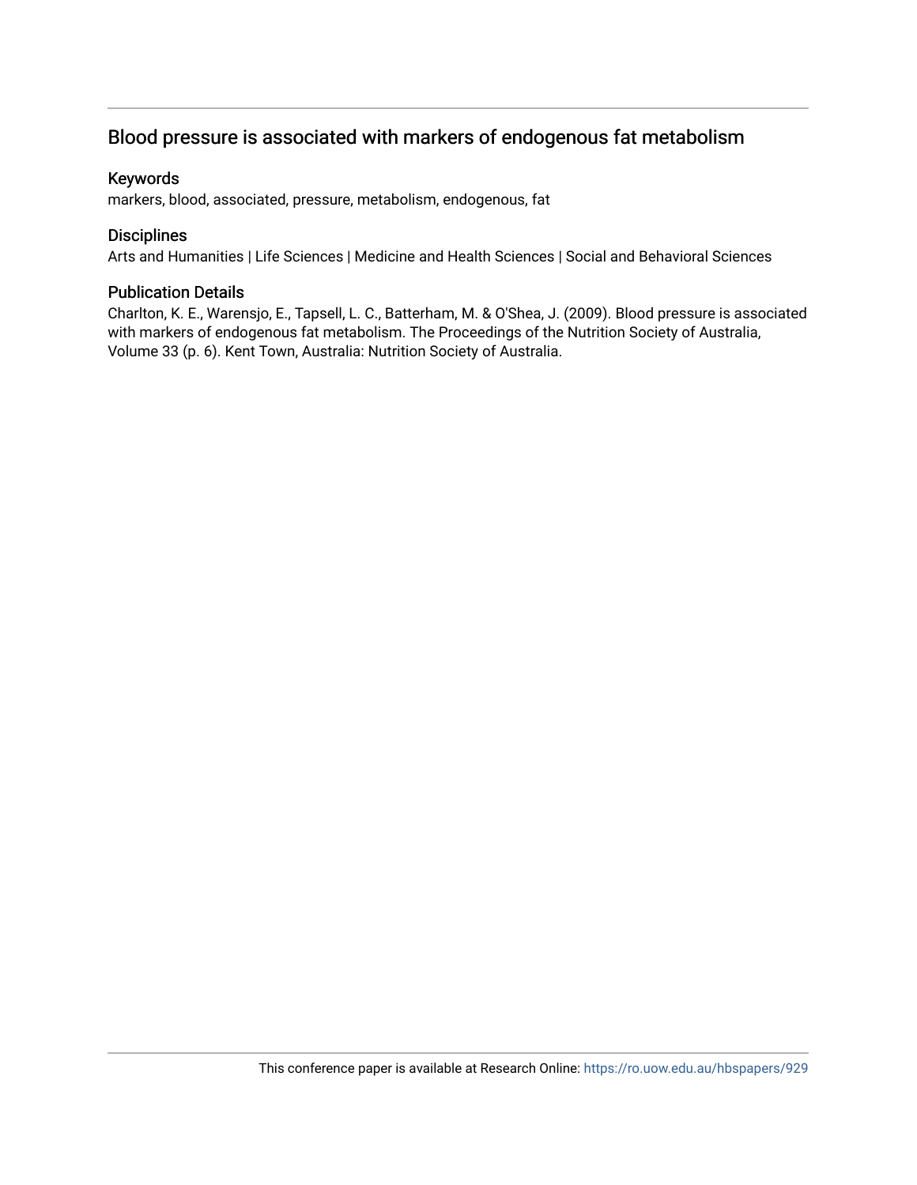## Blood pressure is associated with markers of endogenous fat metabolism

### Keywords

markers, blood, associated, pressure, metabolism, endogenous, fat

### Disciplines

Arts and Humanities | Life Sciences | Medicine and Health Sciences | Social and Behavioral Sciences

### Publication Details

Charlton, K. E., Warensjo, E., Tapsell, L. C., Batterham, M. & O'Shea, J. (2009). Blood pressure is associated with markers of endogenous fat metabolism. The Proceedings of the Nutrition Society of Australia, Volume 33 (p. 6). Kent Town, Australia: Nutrition Society of Australia.

This conference paper is available at Research Online: https://ro.uow.edu.au/hbspapers/929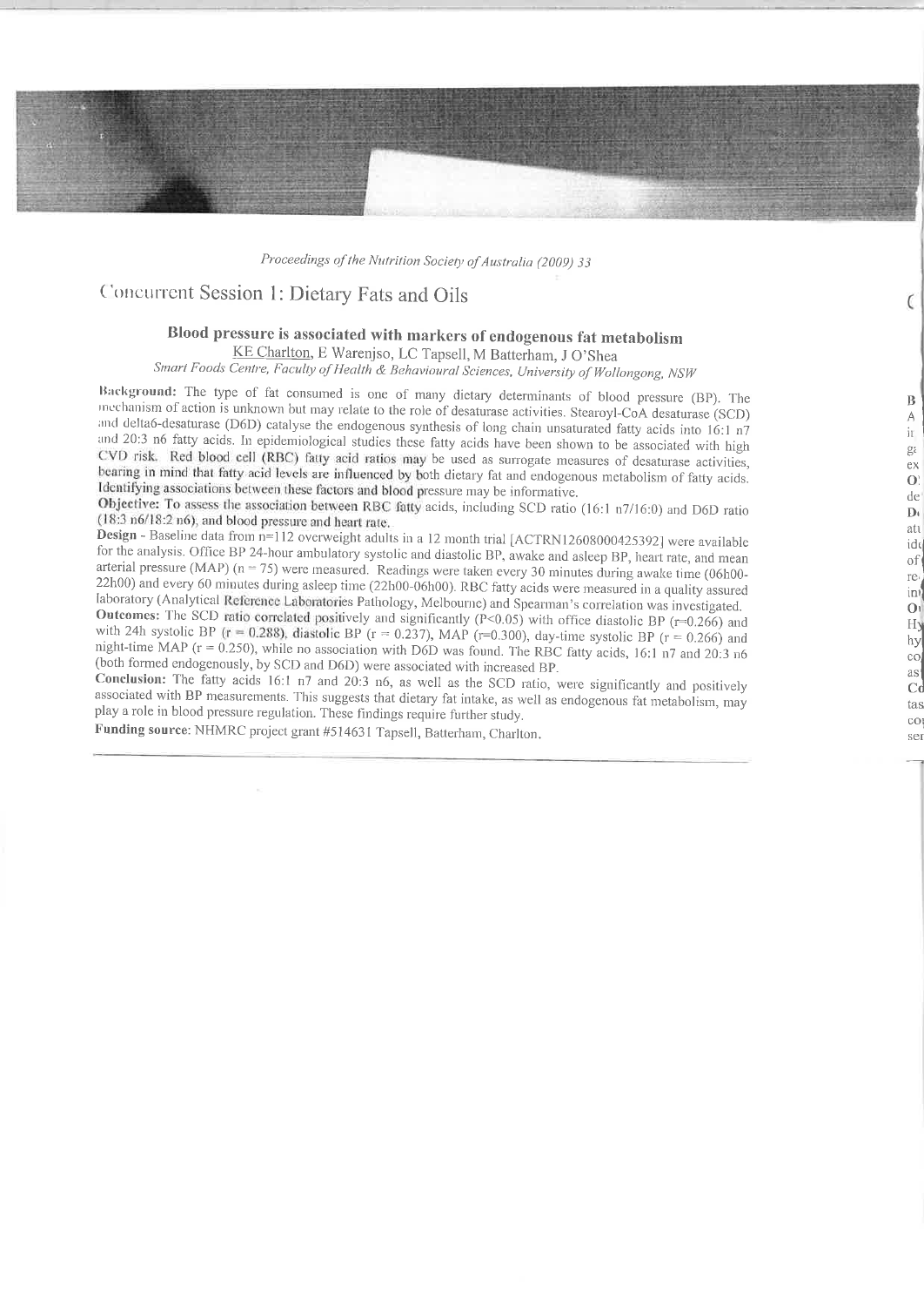*Proceedings of the Nutrition Society of Australia (2009) 33*

# Concurrent Session 1: Dietary Fats and Oils

## Blood pressure is associated with markers of endogenous fat metabolism

KE Charlton, E Warenjso, LC Tapsell, M Batterham, J O'Shea

*Smart Foods Centre, Faculty of Health & Behavioural Sciences, University of Wollongong, NSW*

**Background:** The type of fat consumed is one of many dietary determinants of blood pressure (BP). The mechanism of action is unknown but may relate to the role of desaturase activities. Stearoyl-CoA desaturase (SCD) and delta6-desaturase (D6D) catalyse the endogenous synthesis of long chain unsaturated fatty acids into 16:1 n7 and 20:3 n6 fatty acids. In epidemiological studies these fatty acids have been shown to be associated with high CVD risk. Red blood cell (RBC) fatty acid ratios may be used as surrogate measures of desaturase activities, bearing in mind that fatty acid levels are influenced by both dietary fat and endogenous metabolism of fatty acids. Identifying associations between these factors and blood pressure may be informative.

**Objective:** To assess the association between RBC fatty acids, including SCD ratio (16:1 n7/16:0) and D6D ratio (18:3 n6/18:2 n6), and blood pressure and heart rate.

**Design** - Baseline data from n=112 overweight adults in a 12 month trial [ACTRN12608000425392] were available for the analysis. Office BP 24-hour ambulatory systolic and diastolic BP, awake and asleep BP, heart rate, and mean arterial pressure (MAP) (n = 75) were measured. Readings were taken every 30 minutes during awake time (06h00-22h00) and every 60 minutes during asleep time (22h00-06h00). RBC fatty acids were measured in a quality assured laboratory (Analytical Reference Laboratories Pathology, Melbourne) and Spearman's correlation was investigated.

**Outcomes:** The SCD ratio correlated positively and significantly ($P<0.05$) with office diastolic BP ($r=0.266$) and with 24h systolic BP ($r = 0.288$), diastolic BP ($r = 0.237$), MAP ($r=0.300$), day-time systolic BP ($r = 0.266$) and night-time MAP ($r = 0.250$), while no association with D6D was found. The RBC fatty acids, 16:1 n7 and 20:3 n6 (both formed endogenously, by SCD and D6D) were associated with increased BP.

**Conclusion:** The fatty acids 16:1 n7 and 20:3 n6, as well as the SCD ratio, were significantly and positively associated with BP measurements. This suggests that dietary fat intake, as well as endogenous fat metabolism, may play a role in blood pressure regulation. These findings require further study.

**Funding source**: NHMRC project grant #514631 Tapsell, Batterham, Charlton.